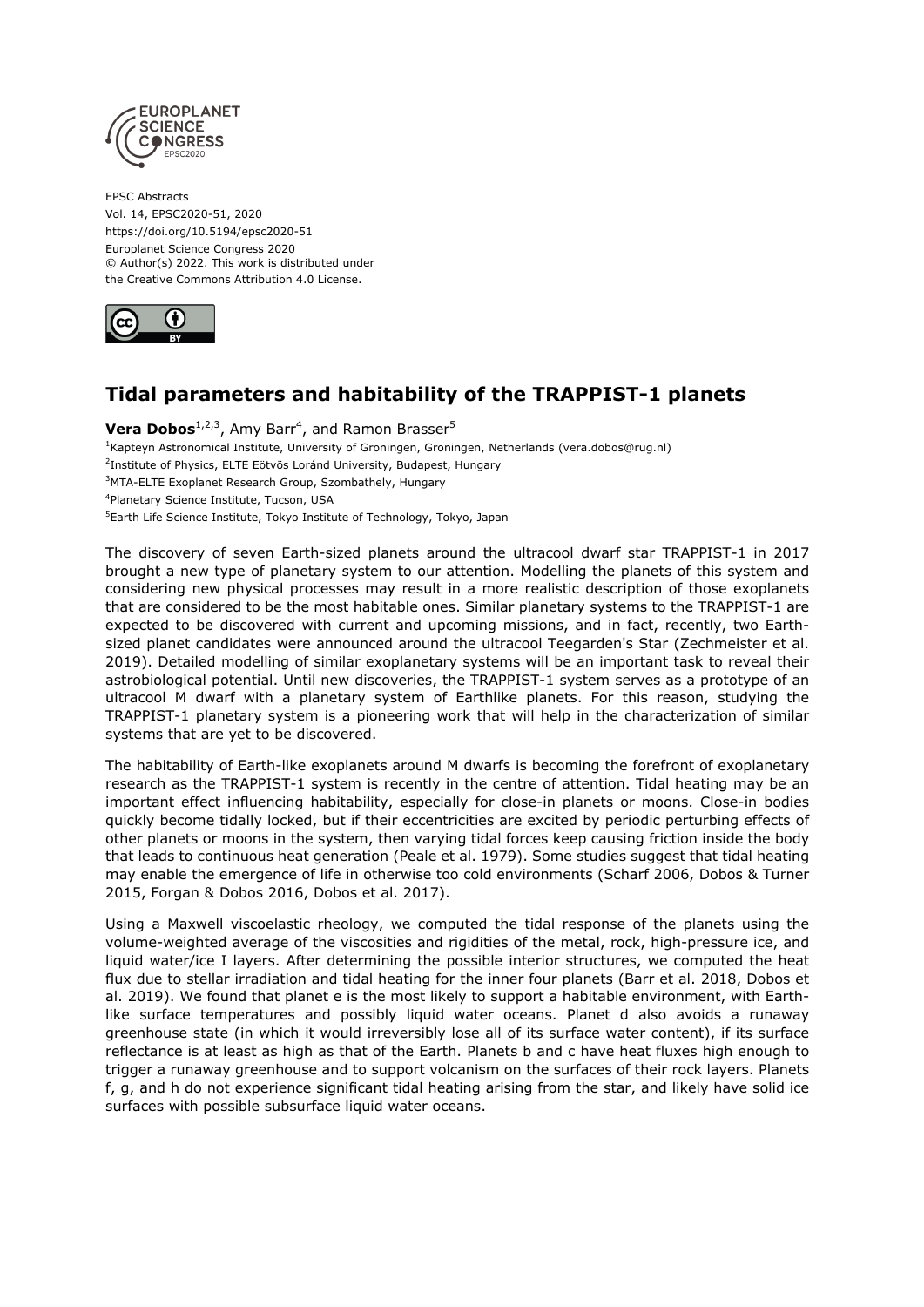EPSC Abstracts
Vol. 14, EPSC2020-51, 2020
https://doi.org/10.5194/epsc2020-51
Europlanet Science Congress 2020
© Author(s) 2022. This work is distributed under
the Creative Commons Attribution 4.0 License.

# Tidal parameters and habitability of the TRAPPIST-1 planets

**Vera Dobos**[1,2,3], Amy Barr[4], and Ramon Brasser[5]

[1]Kapteyn Astronomical Institute, University of Groningen, Groningen, Netherlands (vera.dobos@rug.nl)
[2]Institute of Physics, ELTE Eötvös Loránd University, Budapest, Hungary
[3]MTA-ELTE Exoplanet Research Group, Szombathely, Hungary
[4]Planetary Science Institute, Tucson, USA
[5]Earth Life Science Institute, Tokyo Institute of Technology, Tokyo, Japan

The discovery of seven Earth-sized planets around the ultracool dwarf star TRAPPIST-1 in 2017 brought a new type of planetary system to our attention. Modelling the planets of this system and considering new physical processes may result in a more realistic description of those exoplanets that are considered to be the most habitable ones. Similar planetary systems to the TRAPPIST-1 are expected to be discovered with current and upcoming missions, and in fact, recently, two Earth-sized planet candidates were announced around the ultracool Teegarden's Star (Zechmeister et al. 2019). Detailed modelling of similar exoplanetary systems will be an important task to reveal their astrobiological potential. Until new discoveries, the TRAPPIST-1 system serves as a prototype of an ultracool M dwarf with a planetary system of Earthlike planets. For this reason, studying the TRAPPIST-1 planetary system is a pioneering work that will help in the characterization of similar systems that are yet to be discovered.

The habitability of Earth-like exoplanets around M dwarfs is becoming the forefront of exoplanetary research as the TRAPPIST-1 system is recently in the centre of attention. Tidal heating may be an important effect influencing habitability, especially for close-in planets or moons. Close-in bodies quickly become tidally locked, but if their eccentricities are excited by periodic perturbing effects of other planets or moons in the system, then varying tidal forces keep causing friction inside the body that leads to continuous heat generation (Peale et al. 1979). Some studies suggest that tidal heating may enable the emergence of life in otherwise too cold environments (Scharf 2006, Dobos & Turner 2015, Forgan & Dobos 2016, Dobos et al. 2017).

Using a Maxwell viscoelastic rheology, we computed the tidal response of the planets using the volume-weighted average of the viscosities and rigidities of the metal, rock, high-pressure ice, and liquid water/ice I layers. After determining the possible interior structures, we computed the heat flux due to stellar irradiation and tidal heating for the inner four planets (Barr et al. 2018, Dobos et al. 2019). We found that planet e is the most likely to support a habitable environment, with Earth-like surface temperatures and possibly liquid water oceans. Planet d also avoids a runaway greenhouse state (in which it would irreversibly lose all of its surface water content), if its surface reflectance is at least as high as that of the Earth. Planets b and c have heat fluxes high enough to trigger a runaway greenhouse and to support volcanism on the surfaces of their rock layers. Planets f, g, and h do not experience significant tidal heating arising from the star, and likely have solid ice surfaces with possible subsurface liquid water oceans.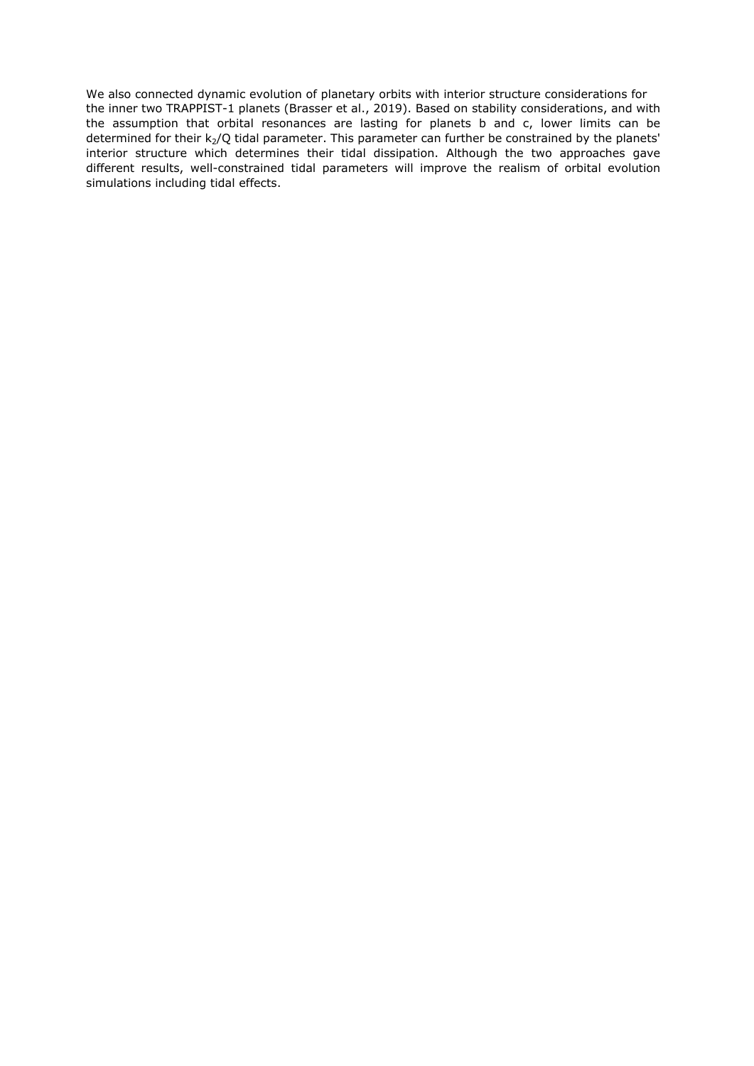We also connected dynamic evolution of planetary orbits with interior structure considerations for the inner two TRAPPIST-1 planets (Brasser et al., 2019). Based on stability considerations, and with the assumption that orbital resonances are lasting for planets b and c, lower limits can be determined for their $k_2/Q$ tidal parameter. This parameter can further be constrained by the planets' interior structure which determines their tidal dissipation. Although the two approaches gave different results, well-constrained tidal parameters will improve the realism of orbital evolution simulations including tidal effects.